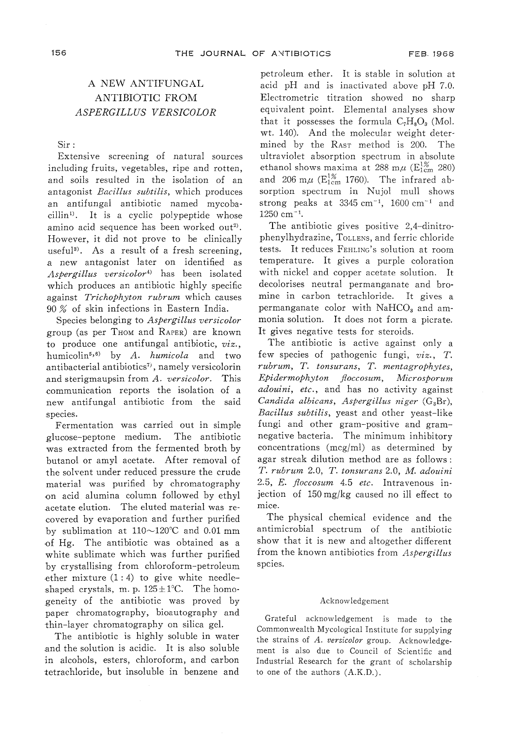# A NEW ANTIFUNGAL ANTIBIOTIC FROM *ASPERGILLUS VERSICOLOR*

Sir :

Extensive screening of natural sources including fruits, vegetables, ripe and rotten, and soils resulted in the isolation of an antagonist *Bacillus subtilis*, which produces an antifungal antibiotic named mycobacillin[1]. It is a cyclic polypeptide whose amino acid sequence has been worked out[2]. However, it did not prove to be clinically useful[3]. As a result of a fresh screening, a new antagonist later on identified as *Aspergillus versicolor*[4] has been isolated which produces an antibiotic highly specific against *Trichophyton rubrum* which causes 90 % of skin infections in Eastern India.

Species belonging to *Aspergillus versicolor* group (as per THOM and RAPER) are known to produce one antifungal antibiotic, *viz.*, humicolin[5,6] by *A. humicola* and two antibacterial antibiotics[7], namely versicolorin and sterigmaupsin from *A. versicolor*. This communication reports the isolation of a new antifungal antibiotic from the said species.

Fermentation was carried out in simple glucose-peptone medium. The antibiotic was extracted from the fermented broth by butanol or amyl acetate. After removal of the solvent under reduced pressure the crude material was purified by chromatography on acid alumina column followed by ethyl acetate elution. The eluted material was recovered by evaporation and further purified by sublimation at 110~120°C and 0.01 mm of Hg. The antibiotic was obtained as a white sublimate which was further purified by crystallising from chloroform-petroleum ether mixture (1 : 4) to give white needle-shaped crystals, m. p. 125±1°C. The homogeneity of the antibiotic was proved by paper chromatography, bioautography and thin-layer chromatography on silica gel.

The antibiotic is highly soluble in water and the solution is acidic. It is also soluble in alcohols, esters, chloroform, and carbon tetrachloride, but insoluble in benzene and petroleum ether. It is stable in solution at acid pH and is inactivated above pH 7.0. Electrometric titration showed no sharp equivalent point. Elemental analyses show that it possesses the formula $C_7H_8O_3$ (Mol. wt. 140). And the molecular weight determined by the RAST method is 200. The ultraviolet absorption spectrum in absolute ethanol shows maxima at 288 mμ ($E^{1\%}_{1cm}$ 280) and 206 mμ ($E^{1\%}_{1cm}$ 1760). The infrared absorption spectrum in Nujol mull shows strong peaks at 3345 $cm^{-1}$, 1600 $cm^{-1}$ and 1250 $cm^{-1}$.

The antibiotic gives positive 2,4-dinitrophenylhydrazine, TOLLENS, and ferric chloride tests. It reduces FEHLING's solution at room temperature. It gives a purple coloration with nickel and copper acetate solution. It decolorises neutral permanganate and bromine in carbon tetrachloride. It gives a permanganate color with $NaHCO_3$ and ammonia solution. It does not form a picrate. It gives negative tests for steroids.

The antibiotic is active against only a few species of pathogenic fungi, *viz.*, *T. rubrum*, *T. tonsurans*, *T. mentagrophytes*, *Epidermophyton floccosum*, *Microsporum adouini*, *etc.*, and has no activity against *Candida albicans*, *Aspergillus niger* ($G_3$Br), *Bacillus subtilis*, yeast and other yeast-like fungi and other gram-positive and gram-negative bacteria. The minimum inhibitory concentrations (mcg/ml) as determined by agar streak dilution method are as follows : *T. rubrum* 2.0, *T. tonsurans* 2.0, *M. adouini* 2.5, *E. floccosum* 4.5 *etc.* Intravenous injection of 150 mg/kg caused no ill effect to mice.

The physical chemical evidence and the antimicrobial spectrum of the antibiotic show that it is new and altogether different from the known antibiotics from *Aspergillus* spcies.

## Acknowledgement

Grateful acknowledgement is made to the Commonwealth Mycological Institute for supplying the strains of *A. versicolor* group. Acknowledgement is also due to Council of Scientific and Industrial Research for the grant of scholarship to one of the authors (A.K.D.).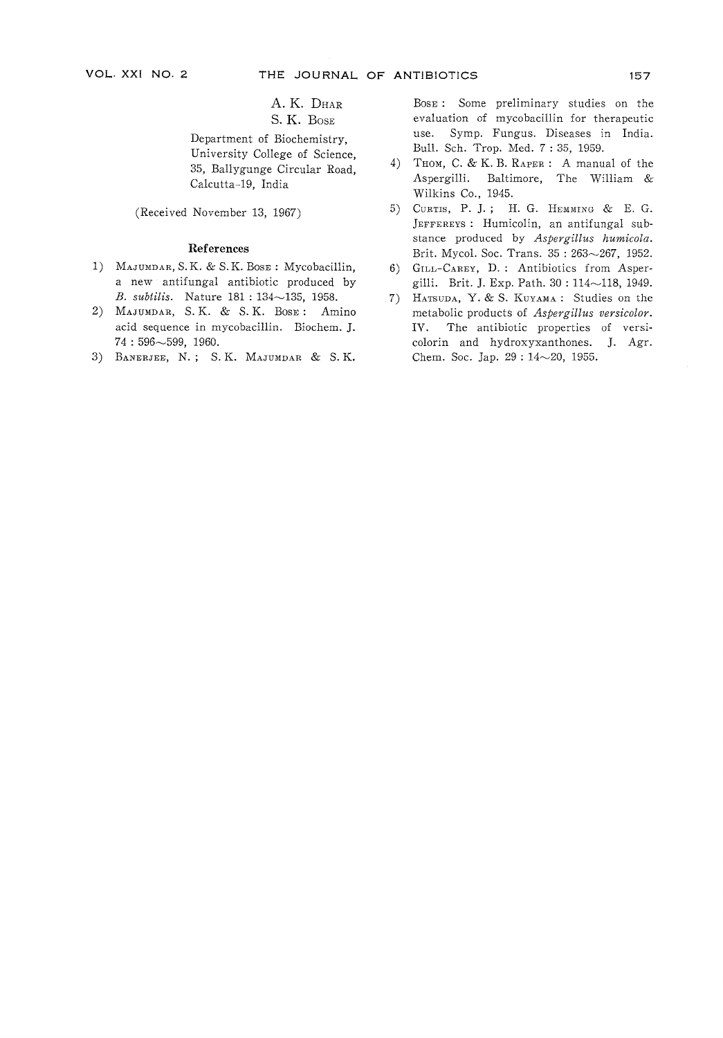A. K. Dhar

S. K. Bose

Department of Biochemistry,
University College of Science,
35, Ballygunge Circular Road,
Calcutta-19, India

(Received November 13, 1967)

## References

1) Majumdar, S. K. & S. K. Bose : Mycobacillin, a new antifungal antibiotic produced by *B. subtilis*. Nature 181 : 134~135, 1958.
2) Majumdar, S. K. & S. K. Bose : Amino acid sequence in mycobacillin. Biochem. J. 74 : 596~599, 1960.
3) Banerjee, N. ; S. K. Majumdar & S. K. Bose : Some preliminary studies on the evaluation of mycobacillin for therapeutic use. Symp. Fungus. Diseases in India. Bull. Sch. Trop. Med. 7 : 35, 1959.
4) Thom, C. & K. B. Raper : A manual of the Aspergilli. Baltimore, The William & Wilkins Co., 1945.
5) Curtis, P. J. ; H. G. Hemming & E. G. Jeffereys : Humicolin, an antifungal substance produced by *Aspergillus humicola*. Brit. Mycol. Soc. Trans. 35 : 263~267, 1952.
6) Gill-Carey, D. : Antibiotics from Aspergilli. Brit. J. Exp. Path. 30 : 114~118, 1949.
7) Hatsuda, Y. & S. Kuyama : Studies on the metabolic products of *Aspergillus versicolor*. IV. The antibiotic properties of versicolorin and hydroxyxanthones. J. Agr. Chem. Soc. Jap. 29 : 14~20, 1955.